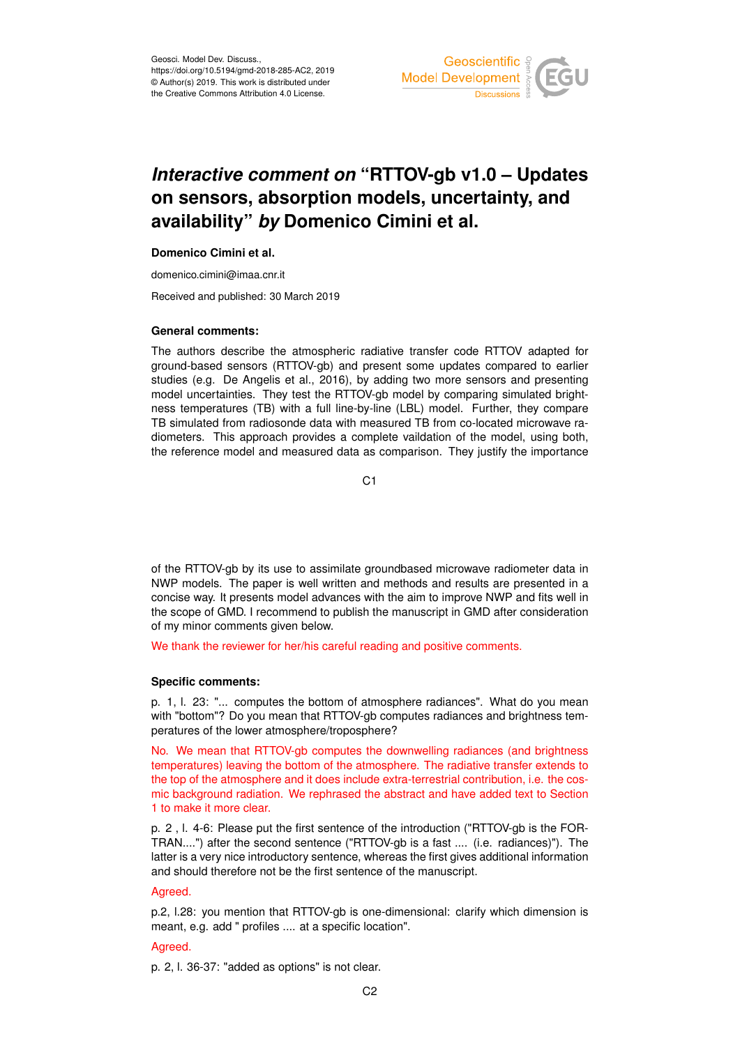Geosci. Model Dev. Discuss.,
https://doi.org/10.5194/gmd-2018-285-AC2, 2019
© Author(s) 2019. This work is distributed under
the Creative Commons Attribution 4.0 License.

# *Interactive comment on* "RTTOV-gb v1.0 – Updates on sensors, absorption models, uncertainty, and availability" *by* Domenico Cimini et al.

**Domenico Cimini et al.**

domenico.cimini@imaa.cnr.it

Received and published: 30 March 2019

**General comments:**

The authors describe the atmospheric radiative transfer code RTTOV adapted for ground-based sensors (RTTOV-gb) and present some updates compared to earlier studies (e.g. De Angelis et al., 2016), by adding two more sensors and presenting model uncertainties. They test the RTTOV-gb model by comparing simulated brightness temperatures (TB) with a full line-by-line (LBL) model. Further, they compare TB simulated from radiosonde data with measured TB from co-located microwave radiometers. This approach provides a complete vaildation of the model, using both, the reference model and measured data as comparison. They justify the importance of the RTTOV-gb by its use to assimilate groundbased microwave radiometer data in NWP models. The paper is well written and methods and results are presented in a concise way. It presents model advances with the aim to improve NWP and fits well in the scope of GMD. I recommend to publish the manuscript in GMD after consideration of my minor comments given below.

We thank the reviewer for her/his careful reading and positive comments.

**Specific comments:**

p. 1, l. 23: "... computes the bottom of atmosphere radiances". What do you mean with "bottom"? Do you mean that RTTOV-gb computes radiances and brightness temperatures of the lower atmosphere/troposphere?

No. We mean that RTTOV-gb computes the downwelling radiances (and brightness temperatures) leaving the bottom of the atmosphere. The radiative transfer extends to the top of the atmosphere and it does include extra-terrestrial contribution, i.e. the cosmic background radiation. We rephrased the abstract and have added text to Section 1 to make it more clear.

p. 2 , l. 4-6: Please put the first sentence of the introduction ("RTTOV-gb is the FORTRAN....") after the second sentence ("RTTOV-gb is a fast .... (i.e. radiances)"). The latter is a very nice introductory sentence, whereas the first gives additional information and should therefore not be the first sentence of the manuscript.

Agreed.

p.2, l.28: you mention that RTTOV-gb is one-dimensional: clarify which dimension is meant, e.g. add " profiles .... at a specific location".

Agreed.

p. 2, l. 36-37: "added as options" is not clear.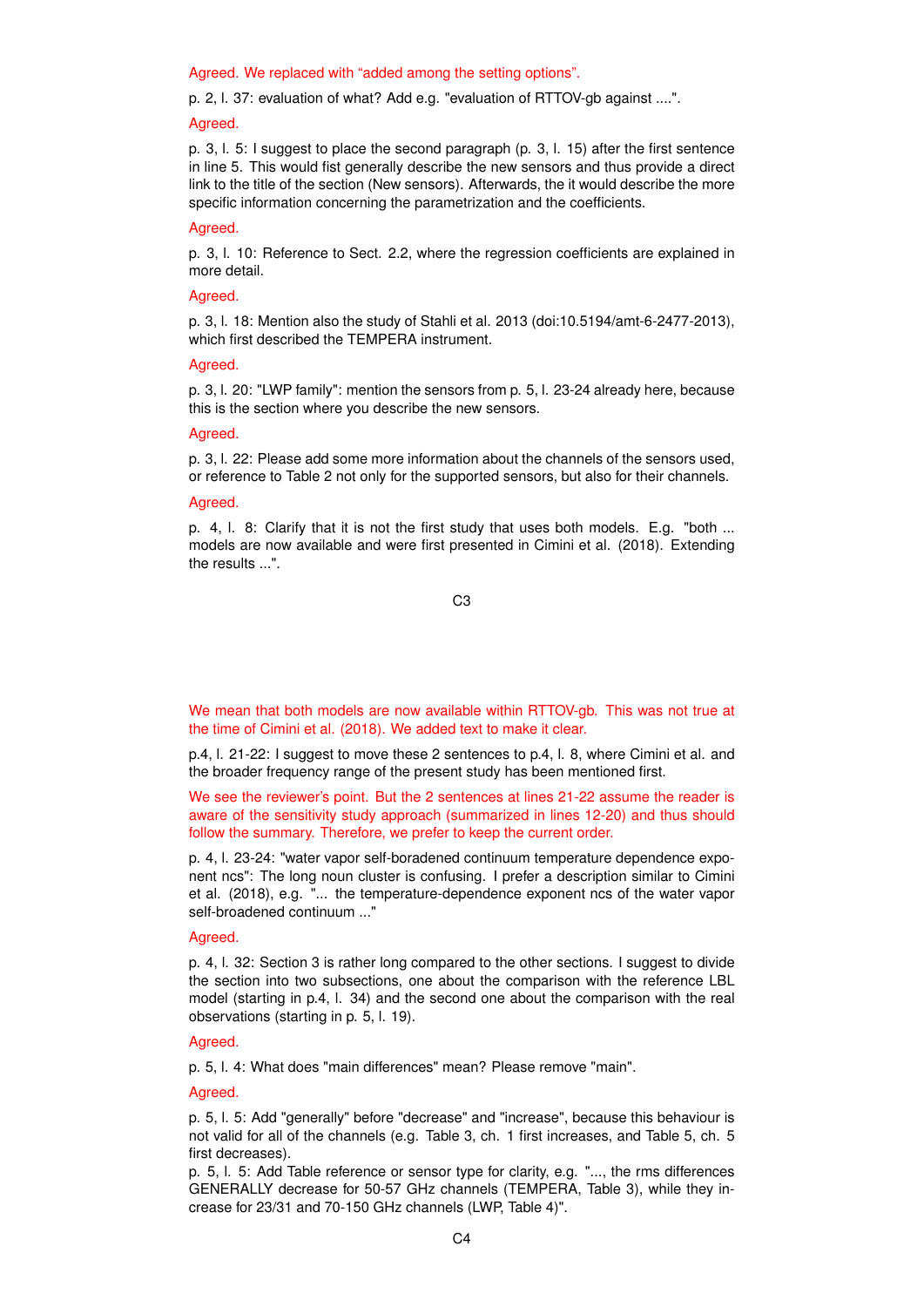Agreed. We replaced with "added among the setting options".

p. 2, l. 37: evaluation of what? Add e.g. "evaluation of RTTOV-gb against ....".

Agreed.

p. 3, l. 5: I suggest to place the second paragraph (p. 3, l. 15) after the first sentence in line 5. This would fist generally describe the new sensors and thus provide a direct link to the title of the section (New sensors). Afterwards, the it would describe the more specific information concerning the parametrization and the coefficients.

Agreed.

p. 3, l. 10: Reference to Sect. 2.2, where the regression coefficients are explained in more detail.

Agreed.

p. 3, l. 18: Mention also the study of Stahli et al. 2013 (doi:10.5194/amt-6-2477-2013), which first described the TEMPERA instrument.

Agreed.

p. 3, l. 20: "LWP family": mention the sensors from p. 5, l. 23-24 already here, because this is the section where you describe the new sensors.

Agreed.

p. 3, l. 22: Please add some more information about the channels of the sensors used, or reference to Table 2 not only for the supported sensors, but also for their channels.

Agreed.

p. 4, l. 8: Clarify that it is not the first study that uses both models. E.g. "both ... models are now available and were first presented in Cimini et al. (2018). Extending the results ...".

We mean that both models are now available within RTTOV-gb. This was not true at the time of Cimini et al. (2018). We added text to make it clear.

p.4, l. 21-22: I suggest to move these 2 sentences to p.4, l. 8, where Cimini et al. and the broader frequency range of the present study has been mentioned first.

We see the reviewer's point. But the 2 sentences at lines 21-22 assume the reader is aware of the sensitivity study approach (summarized in lines 12-20) and thus should follow the summary. Therefore, we prefer to keep the current order.

p. 4, l. 23-24: "water vapor self-boradened continuum temperature dependence exponent ncs": The long noun cluster is confusing. I prefer a description similar to Cimini et al. (2018), e.g. "... the temperature-dependence exponent ncs of the water vapor self-broadened continuum ..."

Agreed.

p. 4, l. 32: Section 3 is rather long compared to the other sections. I suggest to divide the section into two subsections, one about the comparison with the reference LBL model (starting in p.4, l. 34) and the second one about the comparison with the real observations (starting in p. 5, l. 19).

Agreed.

p. 5, l. 4: What does "main differences" mean? Please remove "main".

Agreed.

p. 5, l. 5: Add "generally" before "decrease" and "increase", because this behaviour is not valid for all of the channels (e.g. Table 3, ch. 1 first increases, and Table 5, ch. 5 first decreases).
p. 5, l. 5: Add Table reference or sensor type for clarity, e.g. "..., the rms differences GENERALLY decrease for 50-57 GHz channels (TEMPERA, Table 3), while they increase for 23/31 and 70-150 GHz channels (LWP, Table 4)".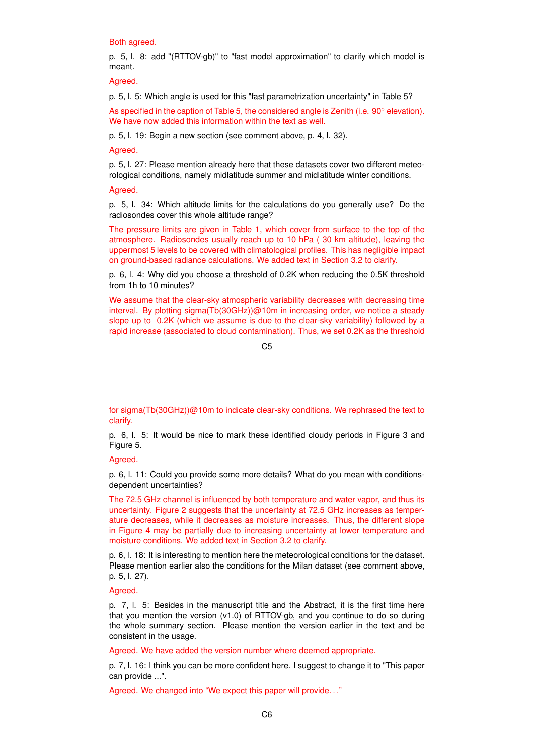Both agreed.

p. 5, l. 8: add "(RTTOV-gb)" to "fast model approximation" to clarify which model is meant.

Agreed.

p. 5, l. 5: Which angle is used for this "fast parametrization uncertainty" in Table 5?

As specified in the caption of Table 5, the considered angle is Zenith (i.e. 90° elevation). We have now added this information within the text as well.

p. 5, l. 19: Begin a new section (see comment above, p. 4, l. 32).

Agreed.

p. 5, l. 27: Please mention already here that these datasets cover two different meteorological conditions, namely midlatitude summer and midlatitude winter conditions.

Agreed.

p. 5, l. 34: Which altitude limits for the calculations do you generally use? Do the radiosondes cover this whole altitude range?

The pressure limits are given in Table 1, which cover from surface to the top of the atmosphere. Radiosondes usually reach up to 10 hPa ( 30 km altitude), leaving the uppermost 5 levels to be covered with climatological profiles. This has negligible impact on ground-based radiance calculations. We added text in Section 3.2 to clarify.

p. 6, l. 4: Why did you choose a threshold of 0.2K when reducing the 0.5K threshold from 1h to 10 minutes?

We assume that the clear-sky atmospheric variability decreases with decreasing time interval. By plotting sigma(Tb(30GHz))@10m in increasing order, we notice a steady slope up to 0.2K (which we assume is due to the clear-sky variability) followed by a rapid increase (associated to cloud contamination). Thus, we set 0.2K as the threshold for sigma(Tb(30GHz))@10m to indicate clear-sky conditions. We rephrased the text to clarify.

p. 6, l. 5: It would be nice to mark these identified cloudy periods in Figure 3 and Figure 5.

Agreed.

p. 6, l. 11: Could you provide some more details? What do you mean with conditions-dependent uncertainties?

The 72.5 GHz channel is influenced by both temperature and water vapor, and thus its uncertainty. Figure 2 suggests that the uncertainty at 72.5 GHz increases as temperature decreases, while it decreases as moisture increases. Thus, the different slope in Figure 4 may be partially due to increasing uncertainty at lower temperature and moisture conditions. We added text in Section 3.2 to clarify.

p. 6, l. 18: It is interesting to mention here the meteorological conditions for the dataset. Please mention earlier also the conditions for the Milan dataset (see comment above, p. 5, l. 27).

Agreed.

p. 7, l. 5: Besides in the manuscript title and the Abstract, it is the first time here that you mention the version (v1.0) of RTTOV-gb, and you continue to do so during the whole summary section. Please mention the version earlier in the text and be consistent in the usage.

Agreed. We have added the version number where deemed appropriate.

p. 7, l. 16: I think you can be more confident here. I suggest to change it to "This paper can provide ...".

Agreed. We changed into "We expect this paper will provide…"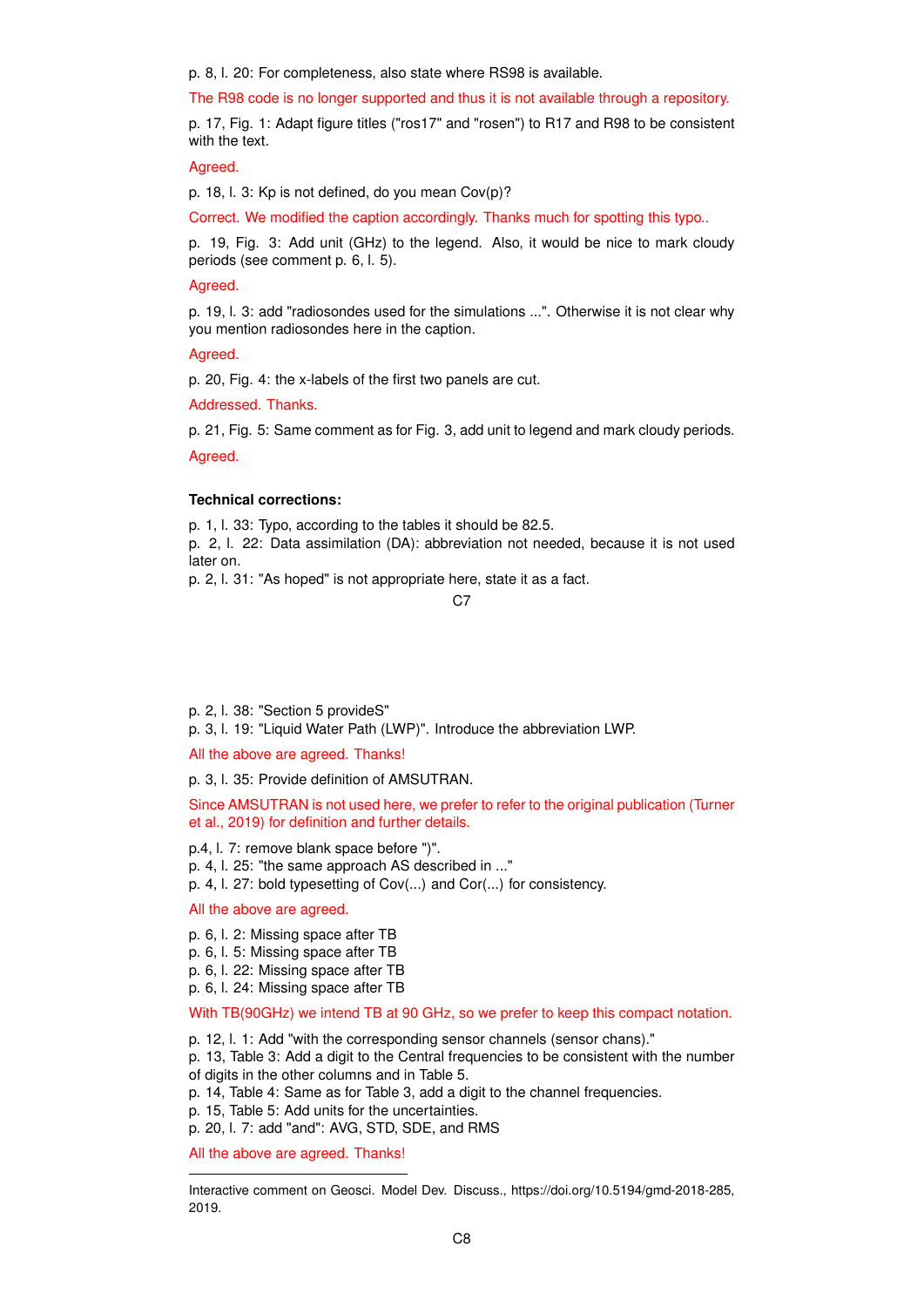p. 8, l. 20: For completeness, also state where RS98 is available.

The R98 code is no longer supported and thus it is not available through a repository.

p. 17, Fig. 1: Adapt figure titles ("ros17" and "rosen") to R17 and R98 to be consistent with the text.

Agreed.

p. 18, l. 3: Kp is not defined, do you mean Cov(p)?

Correct. We modified the caption accordingly. Thanks much for spotting this typo..

p. 19, Fig. 3: Add unit (GHz) to the legend. Also, it would be nice to mark cloudy periods (see comment p. 6, l. 5).

Agreed.

p. 19, l. 3: add "radiosondes used for the simulations ...". Otherwise it is not clear why you mention radiosondes here in the caption.

Agreed.

p. 20, Fig. 4: the x-labels of the first two panels are cut.

Addressed. Thanks.

p. 21, Fig. 5: Same comment as for Fig. 3, add unit to legend and mark cloudy periods.

Agreed.

**Technical corrections:**

p. 1, l. 33: Typo, according to the tables it should be 82.5.
p. 2, l. 22: Data assimilation (DA): abbreviation not needed, because it is not used later on.
p. 2, l. 31: "As hoped" is not appropriate here, state it as a fact.

p. 2, l. 38: "Section 5 provideS"
p. 3, l. 19: "Liquid Water Path (LWP)". Introduce the abbreviation LWP.

All the above are agreed. Thanks!

p. 3, l. 35: Provide definition of AMSUTRAN.

Since AMSUTRAN is not used here, we prefer to refer to the original publication (Turner et al., 2019) for definition and further details.

p.4, l. 7: remove blank space before ")".
p. 4, l. 25: "the same approach AS described in ..."
p. 4, l. 27: bold typesetting of Cov(...) and Cor(...) for consistency.

All the above are agreed.

p. 6, l. 2: Missing space after TB
p. 6, l. 5: Missing space after TB
p. 6, l. 22: Missing space after TB
p. 6, l. 24: Missing space after TB

With TB(90GHz) we intend TB at 90 GHz, so we prefer to keep this compact notation.

p. 12, l. 1: Add "with the corresponding sensor channels (sensor chans)."
p. 13, Table 3: Add a digit to the Central frequencies to be consistent with the number of digits in the other columns and in Table 5.
p. 14, Table 4: Same as for Table 3, add a digit to the channel frequencies.
p. 15, Table 5: Add units for the uncertainties.
p. 20, l. 7: add "and": AVG, STD, SDE, and RMS

All the above are agreed. Thanks!

---

Interactive comment on Geosci. Model Dev. Discuss., https://doi.org/10.5194/gmd-2018-285, 2019.